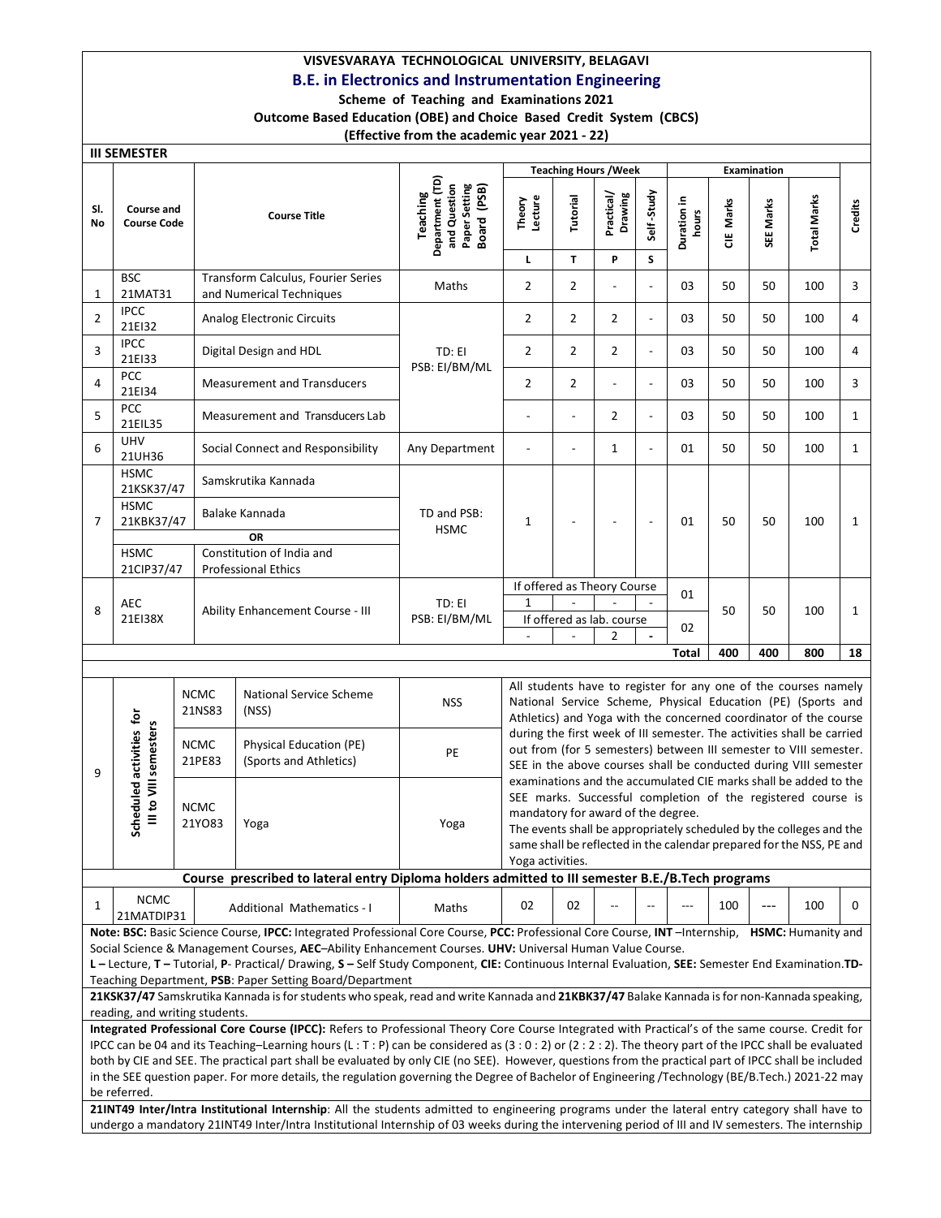# VISVESVARAYA TECHNOLOGICAL UNIVERSITY, BELAGAVI

## B.E. in Electronics and Instrumentation Engineering

**Scheme of Teaching and Examinations 2021**

**Outcome Based Education (OBE) and Choice Based Credit System (CBCS)**

**(Effective from the academic year 2021 - 22)**

### III SEMESTER

| Sl. No | Course and Course Code | Course Title | Teaching Department (TD) and Question Paper Setting Board (PSB) | Teaching Hours /Week | | | | Examination | | | | Credits |
|---|---|---|---|---|---|---|---|---|---|---|---|---|
| | | | | Theory Lecture | Tutorial | Practical/ Drawing | Self-Study | Duration in hours | CIE Marks | SEE Marks | Total Marks | |
| | | | | L | T | P | S | | | | | |
| 1 | BSC 21MAT31 | Transform Calculus, Fourier Series and Numerical Techniques | Maths | 2 | 2 | - | - | 03 | 50 | 50 | 100 | 3 |
| 2 | IPCC 21EI32 | Analog Electronic Circuits | TD: EI PSB: EI/BM/ML | 2 | 2 | 2 | - | 03 | 50 | 50 | 100 | 4 |
| 3 | IPCC 21EI33 | Digital Design and HDL | TD: EI PSB: EI/BM/ML | 2 | 2 | 2 | - | 03 | 50 | 50 | 100 | 4 |
| 4 | PCC 21EI34 | Measurement and Transducers | TD: EI PSB: EI/BM/ML | 2 | 2 | - | - | 03 | 50 | 50 | 100 | 3 |
| 5 | PCC 21EIL35 | Measurement and Transducers Lab | TD: EI PSB: EI/BM/ML | - | - | 2 | - | 03 | 50 | 50 | 100 | 1 |
| 6 | UHV 21UH36 | Social Connect and Responsibility | Any Department | - | - | 1 | - | 01 | 50 | 50 | 100 | 1 |
| 7 | HSMC 21KSK37/47 | Samskrutika Kannada | TD and PSB: HSMC | 1 | - | - | - | 01 | 50 | 50 | 100 | 1 |
| | HSMC 21KBK37/47 | Balake Kannada | | | | | | | | | | |
| | | OR | | | | | | | | | | |
| | HSMC 21CIP37/47 | Constitution of India and Professional Ethics | | | | | | | | | | |
| 8 | AEC 21EI38X | Ability Enhancement Course - III | TD: EI PSB: EI/BM/ML | If offered as Theory Course: 1 | - | - | - | 01 | 50 | 50 | 100 | 1 |
| | | | | If offered as lab. course: - | - | 2 | - | 02 | | | | |
| | | | | | | | | **Total** | **400** | **400** | **800** | **18** |

| 9 | Scheduled activities for III to VIII semesters | | | |
|---|---|---|---|---|
| | NCMC 21NS83 | National Service Scheme (NSS) | NSS | All students have to register for any one of the courses namely National Service Scheme, Physical Education (PE) (Sports and Athletics) and Yoga with the concerned coordinator of the course during the first week of III semester. The activities shall be carried out from (for 5 semesters) between III semester to VIII semester. SEE in the above courses shall be conducted during VIII semester examinations and the accumulated CIE marks shall be added to the SEE marks. Successful completion of the registered course is mandatory for award of the degree. The events shall be appropriately scheduled by the colleges and the same shall be reflected in the calendar prepared for the NSS, PE and Yoga activities. |
| | NCMC 21PE83 | Physical Education (PE) (Sports and Athletics) | PE | |
| | NCMC 21YO83 | Yoga | Yoga | |

**Course prescribed to lateral entry Diploma holders admitted to III semester B.E./B.Tech programs**

| Sl. No | Course and Course Code | Course Title | TD/PSB | L | T | P | S | Duration in hours | CIE Marks | SEE Marks | Total Marks | Credits |
|---|---|---|---|---|---|---|---|---|---|---|---|---|
| 1 | NCMC 21MATDIP31 | Additional Mathematics - I | Maths | 02 | 02 | -- | -- | --- | 100 | --- | 100 | 0 |

**Note: BSC:** Basic Science Course, **IPCC:** Integrated Professional Core Course, **PCC:** Professional Core Course, **INT** –Internship, **HSMC:** Humanity and Social Science & Management Courses, **AEC**–Ability Enhancement Courses. **UHV:** Universal Human Value Course.
**L** – Lecture, **T** – Tutorial, **P**- Practical/ Drawing, **S** – Self Study Component, **CIE:** Continuous Internal Evaluation, **SEE:** Semester End Examination. **TD-** Teaching Department, **PSB**: Paper Setting Board/Department

**21KSK37/47** Samskrutika Kannada is for students who speak, read and write Kannada and **21KBK37/47** Balake Kannada is for non-Kannada speaking, reading, and writing students.

**Integrated Professional Core Course (IPCC):** Refers to Professional Theory Core Course Integrated with Practical's of the same course. Credit for IPCC can be 04 and its Teaching–Learning hours (L : T : P) can be considered as (3 : 0 : 2) or (2 : 2 : 2). The theory part of the IPCC shall be evaluated both by CIE and SEE. The practical part shall be evaluated by only CIE (no SEE). However, questions from the practical part of IPCC shall be included in the SEE question paper. For more details, the regulation governing the Degree of Bachelor of Engineering /Technology (BE/B.Tech.) 2021-22 may be referred.

**21INT49 Inter/Intra Institutional Internship**: All the students admitted to engineering programs under the lateral entry category shall have to undergo a mandatory 21INT49 Inter/Intra Institutional Internship of 03 weeks during the intervening period of III and IV semesters. The internship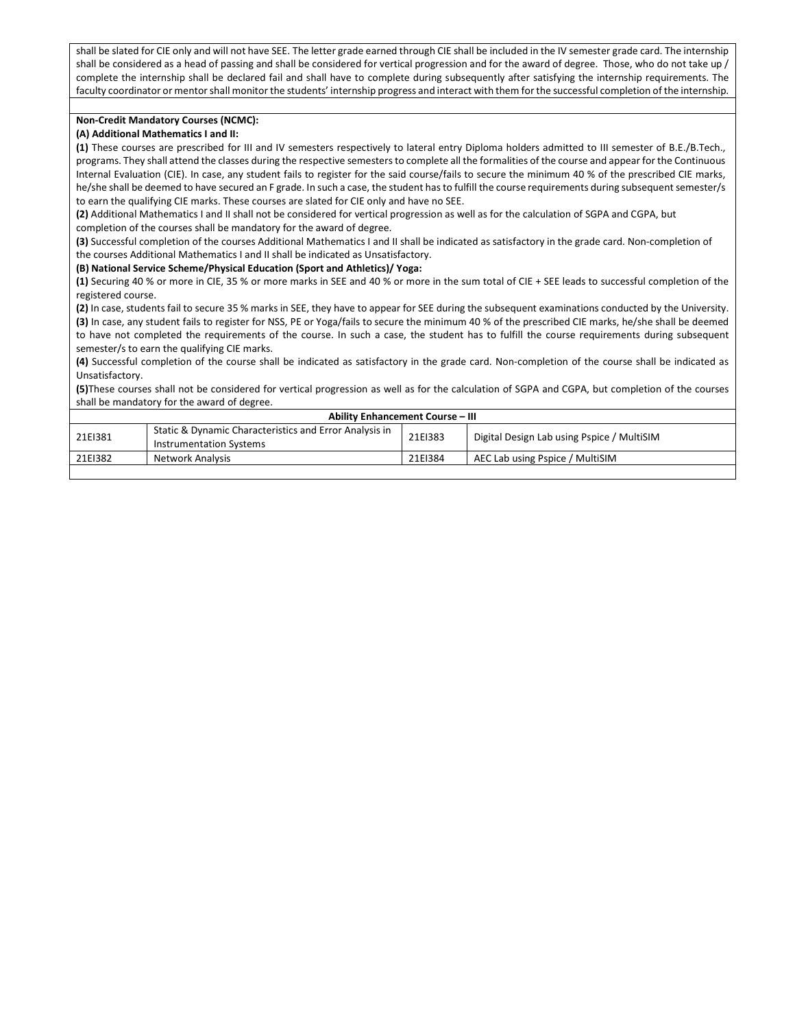shall be slated for CIE only and will not have SEE. The letter grade earned through CIE shall be included in the IV semester grade card. The internship shall be considered as a head of passing and shall be considered for vertical progression and for the award of degree. Those, who do not take up / complete the internship shall be declared fail and shall have to complete during subsequently after satisfying the internship requirements. The faculty coordinator or mentor shall monitor the students' internship progress and interact with them for the successful completion of the internship.

**Non-Credit Mandatory Courses (NCMC):**

**(A) Additional Mathematics I and II:**

**(1)** These courses are prescribed for III and IV semesters respectively to lateral entry Diploma holders admitted to III semester of B.E./B.Tech., programs. They shall attend the classes during the respective semesters to complete all the formalities of the course and appear for the Continuous Internal Evaluation (CIE). In case, any student fails to register for the said course/fails to secure the minimum 40 % of the prescribed CIE marks, he/she shall be deemed to have secured an F grade. In such a case, the student has to fulfill the course requirements during subsequent semester/s to earn the qualifying CIE marks. These courses are slated for CIE only and have no SEE.

**(2)** Additional Mathematics I and II shall not be considered for vertical progression as well as for the calculation of SGPA and CGPA, but completion of the courses shall be mandatory for the award of degree.

**(3)** Successful completion of the courses Additional Mathematics I and II shall be indicated as satisfactory in the grade card. Non-completion of the courses Additional Mathematics I and II shall be indicated as Unsatisfactory.

**(B) National Service Scheme/Physical Education (Sport and Athletics)/ Yoga:**

**(1)** Securing 40 % or more in CIE, 35 % or more marks in SEE and 40 % or more in the sum total of CIE + SEE leads to successful completion of the registered course.

**(2)** In case, students fail to secure 35 % marks in SEE, they have to appear for SEE during the subsequent examinations conducted by the University.

**(3)** In case, any student fails to register for NSS, PE or Yoga/fails to secure the minimum 40 % of the prescribed CIE marks, he/she shall be deemed to have not completed the requirements of the course. In such a case, the student has to fulfill the course requirements during subsequent semester/s to earn the qualifying CIE marks.

**(4)** Successful completion of the course shall be indicated as satisfactory in the grade card. Non-completion of the course shall be indicated as Unsatisfactory.

**(5)**These courses shall not be considered for vertical progression as well as for the calculation of SGPA and CGPA, but completion of the courses shall be mandatory for the award of degree.

| **Ability Enhancement Course – III** | | | |
|---|---|---|---|
| 21EI381 | Static & Dynamic Characteristics and Error Analysis in Instrumentation Systems | 21EI383 | Digital Design Lab using Pspice / MultiSIM |
| 21EI382 | Network Analysis | 21EI384 | AEC Lab using Pspice / MultiSIM |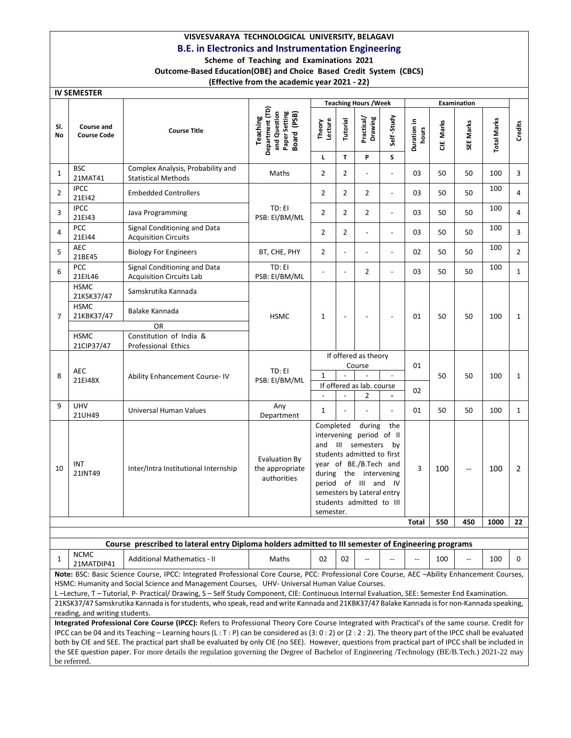**VISVESVARAYA TECHNOLOGICAL UNIVERSITY, BELAGAVI**

## B.E. in Electronics and Instrumentation Engineering

**Scheme of Teaching and Examinations 2021**

**Outcome-Based Education(OBE) and Choice Based Credit System (CBCS)**

**(Effective from the academic year 2021 - 22)**

**IV SEMESTER**

| Sl. No | Course and Course Code | | Course Title | Teaching Department (TD) and Question Paper Setting Board (PSB) | Teaching Hours /Week | | | | Examination | | | | Credits |
|---|---|---|---|---|---|---|---|---|---|---|---|---|---|
| | | | | | Theory Lecture | Tutorial | Practical/ Drawing | Self-Study | Duration in hours | CIE Marks | SEE Marks | Total Marks | |
| | | | | | L | T | P | S | | | | | |
| 1 | BSC | 21MAT41 | Complex Analysis, Probability and Statistical Methods | Maths | 2 | 2 | - | - | 03 | 50 | 50 | 100 | 3 |
| 2 | IPCC | 21EI42 | Embedded Controllers | TD: EI PSB: EI/BM/ML | 2 | 2 | 2 | - | 03 | 50 | 50 | 100 | 4 |
| 3 | IPCC | 21EI43 | Java Programming | TD: EI PSB: EI/BM/ML | 2 | 2 | 2 | - | 03 | 50 | 50 | 100 | 4 |
| 4 | PCC | 21EI44 | Signal Conditioning and Data Acquisition Circuits | TD: EI PSB: EI/BM/ML | 2 | 2 | - | - | 03 | 50 | 50 | 100 | 3 |
| 5 | AEC | 21BE45 | Biology For Engineers | BT, CHE, PHY | 2 | - | - | - | 02 | 50 | 50 | 100 | 2 |
| 6 | PCC | 21EIL46 | Signal Conditioning and Data Acquisition Circuits Lab | TD: EI PSB: EI/BM/ML | - | - | 2 | - | 03 | 50 | 50 | 100 | 1 |
| 7 | HSMC | 21KSK37/47 | Samskrutika Kannada | HSMC | 1 | - | - | - | 01 | 50 | 50 | 100 | 1 |
| | HSMC | 21KBK37/47 | Balake Kannada | | | | | | | | | | |
| | | | OR | | | | | | | | | | |
| | HSMC | 21CIP37/47 | Constitution of India & Professional Ethics | | | | | | | | | | |
| 8 | AEC | 21EI48X | Ability Enhancement Course- IV | TD: EI PSB: EI/BM/ML | If offered as theory Course: 1 | - | - | - | 01 | 50 | 50 | 100 | 1 |
| | | | | | If offered as lab. course: - | - | 2 | - | 02 | | | | |
| 9 | UHV | 21UH49 | Universal Human Values | Any Department | 1 | - | - | - | 01 | 50 | 50 | 100 | 1 |
| 10 | INT | 21INT49 | Inter/Intra Institutional Internship | Evaluation By the appropriate authorities | Completed during the intervening period of II and III semesters by students admitted to first year of BE./B.Tech and during the intervening period of III and IV semesters by Lateral entry students admitted to III semester. | | | | 3 | 100 | -- | 100 | 2 |
| | | | | | | | | | **Total** | **550** | **450** | **1000** | **22** |

**Course prescribed to lateral entry Diploma holders admitted to III semester of Engineering programs**

| Sl. No | Course and Course Code | | Course Title | TD/PSB | L | T | P | S | Duration in hours | CIE Marks | SEE Marks | Total Marks | Credits |
|---|---|---|---|---|---|---|---|---|---|---|---|---|---|
| 1 | NCMC | 21MATDIP41 | Additional Mathematics - II | Maths | 02 | 02 | -- | -- | -- | 100 | -- | 100 | 0 |

**Note:** BSC: Basic Science Course, IPCC: Integrated Professional Core Course, PCC: Professional Core Course, AEC –Ability Enhancement Courses, HSMC: Humanity and Social Science and Management Courses, UHV- Universal Human Value Courses.

L –Lecture, T – Tutorial, P- Practical/ Drawing, S – Self Study Component, CIE: Continuous Internal Evaluation, SEE: Semester End Examination.

21KSK37/47 Samskrutika Kannada is for students, who speak, read and write Kannada and 21KBK37/47 Balake Kannada is for non-Kannada speaking, reading, and writing students.

**Integrated Professional Core Course (IPCC):** Refers to Professional Theory Core Course Integrated with Practical's of the same course. Credit for IPCC can be 04 and its Teaching – Learning hours (L : T : P) can be considered as (3: 0 : 2) or (2 : 2 : 2). The theory part of the IPCC shall be evaluated both by CIE and SEE. The practical part shall be evaluated by only CIE (no SEE). However, questions from practical part of IPCC shall be included in the SEE question paper. For more details the regulation governing the Degree of Bachelor of Engineering /Technology (BE/B.Tech.) 2021-22 may be referred.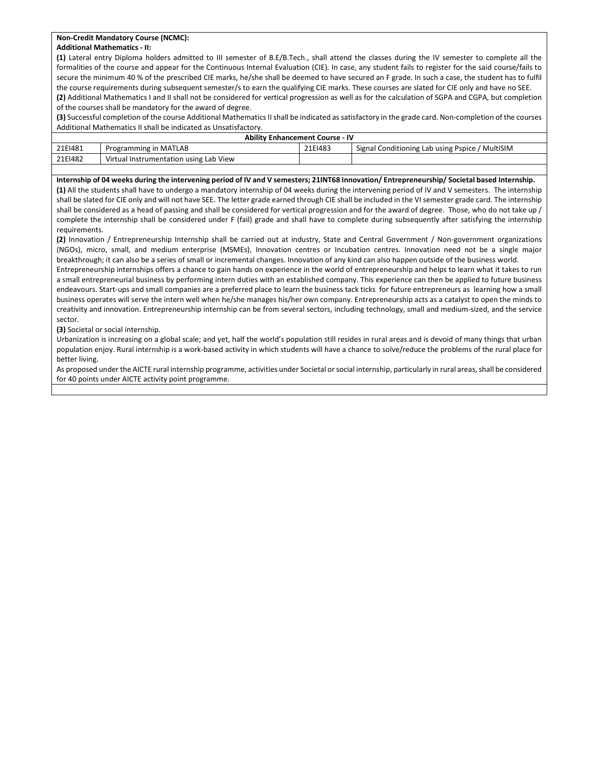**Non-Credit Mandatory Course (NCMC):**

**Additional Mathematics - II:**

**(1)** Lateral entry Diploma holders admitted to III semester of B.E/B.Tech., shall attend the classes during the IV semester to complete all the formalities of the course and appear for the Continuous Internal Evaluation (CIE). In case, any student fails to register for the said course/fails to secure the minimum 40 % of the prescribed CIE marks, he/she shall be deemed to have secured an F grade. In such a case, the student has to fulfil the course requirements during subsequent semester/s to earn the qualifying CIE marks. These courses are slated for CIE only and have no SEE.

**(2)** Additional Mathematics I and II shall not be considered for vertical progression as well as for the calculation of SGPA and CGPA, but completion of the courses shall be mandatory for the award of degree.

**(3)** Successful completion of the course Additional Mathematics II shall be indicated as satisfactory in the grade card. Non-completion of the courses Additional Mathematics II shall be indicated as Unsatisfactory.

**Ability Enhancement Course - IV**

| | | | |
|---|---|---|---|
| 21EI481 | Programming in MATLAB | 21EI483 | Signal Conditioning Lab using Pspice / MultiSIM |
| 21EI482 | Virtual Instrumentation using Lab View | | |

**Internship of 04 weeks during the intervening period of IV and V semesters; 21INT68 Innovation/ Entrepreneurship/ Societal based Internship.**

**(1)** All the students shall have to undergo a mandatory internship of 04 weeks during the intervening period of IV and V semesters. The internship shall be slated for CIE only and will not have SEE. The letter grade earned through CIE shall be included in the VI semester grade card. The internship shall be considered as a head of passing and shall be considered for vertical progression and for the award of degree. Those, who do not take up / complete the internship shall be considered under F (fail) grade and shall have to complete during subsequently after satisfying the internship requirements.

**(2)** Innovation / Entrepreneurship Internship shall be carried out at industry, State and Central Government / Non-government organizations (NGOs), micro, small, and medium enterprise (MSMEs), Innovation centres or Incubation centres. Innovation need not be a single major breakthrough; it can also be a series of small or incremental changes. Innovation of any kind can also happen outside of the business world.

Entrepreneurship internships offers a chance to gain hands on experience in the world of entrepreneurship and helps to learn what it takes to run a small entrepreneurial business by performing intern duties with an established company. This experience can then be applied to future business endeavours. Start-ups and small companies are a preferred place to learn the business tack ticks for future entrepreneurs as learning how a small business operates will serve the intern well when he/she manages his/her own company. Entrepreneurship acts as a catalyst to open the minds to creativity and innovation. Entrepreneurship internship can be from several sectors, including technology, small and medium-sized, and the service sector.

**(3)** Societal or social internship.

Urbanization is increasing on a global scale; and yet, half the world's population still resides in rural areas and is devoid of many things that urban population enjoy. Rural internship is a work-based activity in which students will have a chance to solve/reduce the problems of the rural place for better living.

As proposed under the AICTE rural internship programme, activities under Societal or social internship, particularly in rural areas, shall be considered for 40 points under AICTE activity point programme.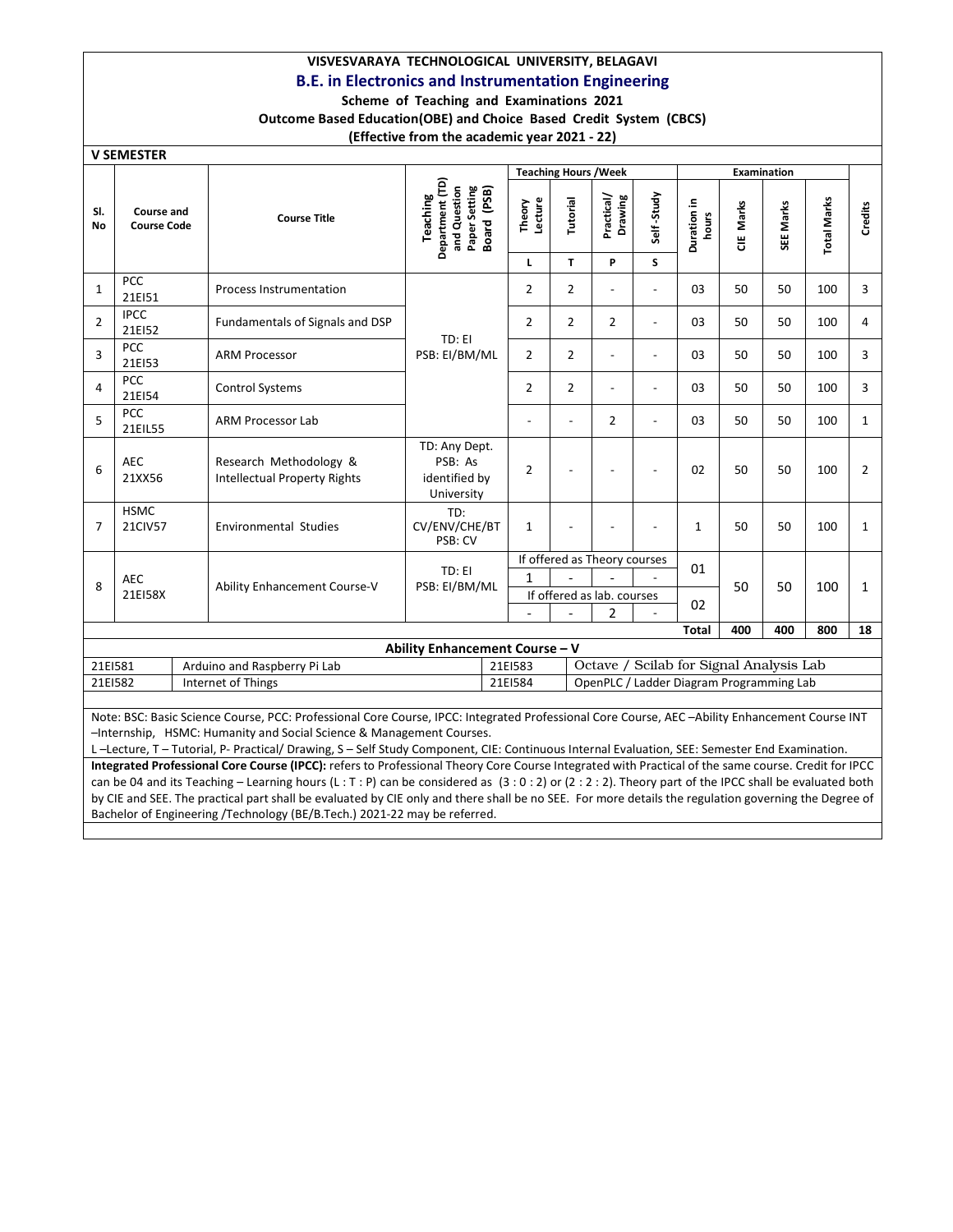**VISVESVARAYA TECHNOLOGICAL UNIVERSITY, BELAGAVI**

## B.E. in Electronics and Instrumentation Engineering

**Scheme of Teaching and Examinations 2021**

**Outcome Based Education(OBE) and Choice Based Credit System (CBCS)**

**(Effective from the academic year 2021 - 22)**

### V SEMESTER

| Sl. No | Course and Course Code | | Course Title | Teaching Department (TD) and Question Paper Setting Board (PSB) | Teaching Hours /Week | | | | Examination | | | | Credits |
|---|---|---|---|---|---|---|---|---|---|---|---|---|---|
| | | | | | Theory Lecture | Tutorial | Practical/ Drawing | Self-Study | Duration in hours | CIE Marks | SEE Marks | Total Marks | |
| | | | | | L | T | P | S | | | | | |
| 1 | PCC | 21EI51 | Process Instrumentation | TD: EI PSB: EI/BM/ML | 2 | 2 | - | - | 03 | 50 | 50 | 100 | 3 |
| 2 | IPCC | 21EI52 | Fundamentals of Signals and DSP | TD: EI PSB: EI/BM/ML | 2 | 2 | 2 | - | 03 | 50 | 50 | 100 | 4 |
| 3 | PCC | 21EI53 | ARM Processor | TD: EI PSB: EI/BM/ML | 2 | 2 | - | - | 03 | 50 | 50 | 100 | 3 |
| 4 | PCC | 21EI54 | Control Systems | TD: EI PSB: EI/BM/ML | 2 | 2 | - | - | 03 | 50 | 50 | 100 | 3 |
| 5 | PCC | 21EIL55 | ARM Processor Lab | TD: EI PSB: EI/BM/ML | - | - | 2 | - | 03 | 50 | 50 | 100 | 1 |
| 6 | AEC | 21XX56 | Research Methodology & Intellectual Property Rights | TD: Any Dept. PSB: As identified by University | 2 | - | - | - | 02 | 50 | 50 | 100 | 2 |
| 7 | HSMC | 21CIV57 | Environmental Studies | TD: CV/ENV/CHE/BT PSB: CV | 1 | - | - | - | 1 | 50 | 50 | 100 | 1 |
| 8 | AEC | 21EI58X | Ability Enhancement Course-V | TD: EI PSB: EI/BM/ML | If offered as Theory courses | | | | | 50 | 50 | 100 | 1 |
| | | | | | 1 | - | - | - | 01 | | | | |
| | | | | | If offered as lab. courses | | | | | | | | |
| | | | | | - | - | 2 | - | 02 | | | | |
| | | | | | | | | | **Total** | **400** | **400** | **800** | **18** |

**Ability Enhancement Course – V**

| | | | |
|---|---|---|---|
| 21EI581 | Arduino and Raspberry Pi Lab | 21EI583 | Octave / Scilab for Signal Analysis Lab |
| 21EI582 | Internet of Things | 21EI584 | OpenPLC / Ladder Diagram Programming Lab |

Note: BSC: Basic Science Course, PCC: Professional Core Course, IPCC: Integrated Professional Core Course, AEC –Ability Enhancement Course INT –Internship, HSMC: Humanity and Social Science & Management Courses.

L –Lecture, T – Tutorial, P- Practical/ Drawing, S – Self Study Component, CIE: Continuous Internal Evaluation, SEE: Semester End Examination.

**Integrated Professional Core Course (IPCC):** refers to Professional Theory Core Course Integrated with Practical of the same course. Credit for IPCC can be 04 and its Teaching – Learning hours (L : T : P) can be considered as (3 : 0 : 2) or (2 : 2 : 2). Theory part of the IPCC shall be evaluated both by CIE and SEE. The practical part shall be evaluated by CIE only and there shall be no SEE. For more details the regulation governing the Degree of Bachelor of Engineering /Technology (BE/B.Tech.) 2021-22 may be referred.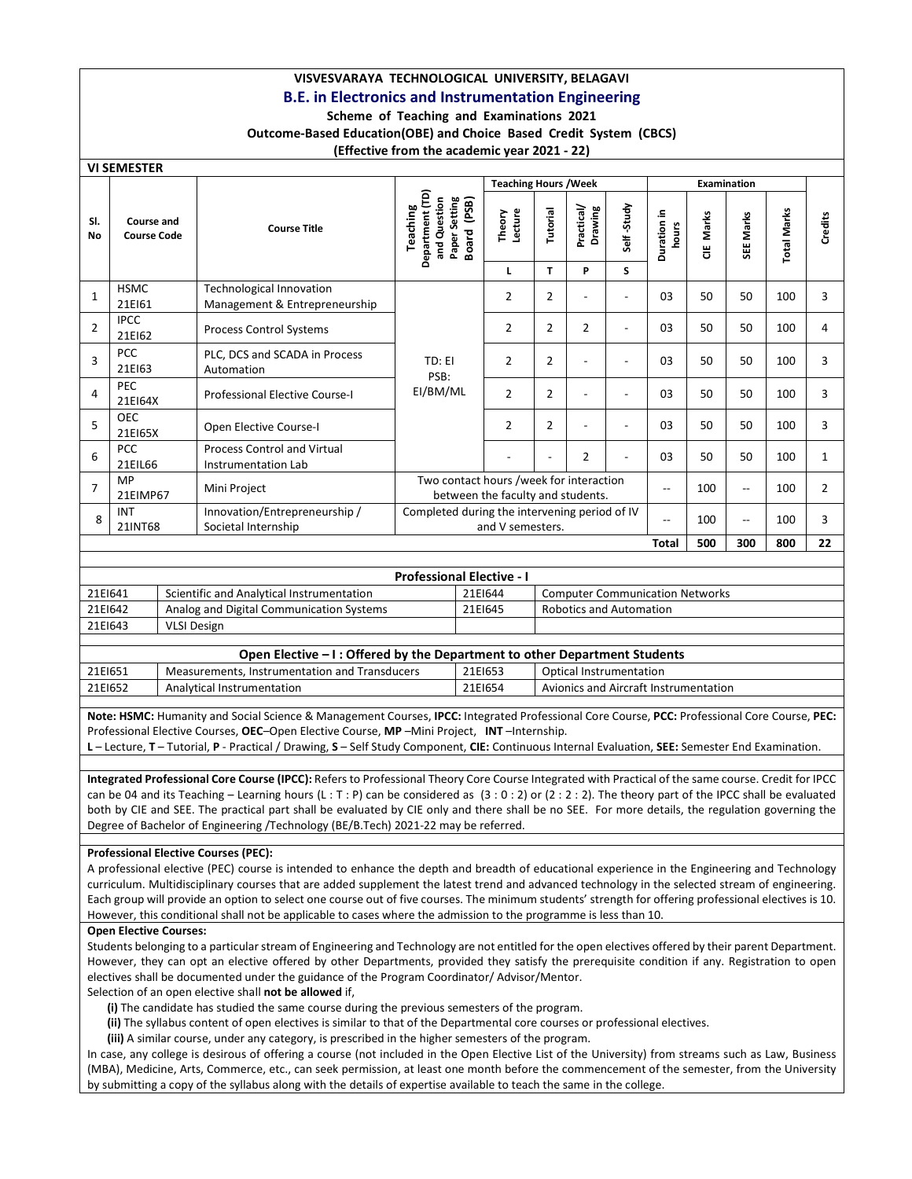# VISVESVARAYA TECHNOLOGICAL UNIVERSITY, BELAGAVI

## B.E. in Electronics and Instrumentation Engineering

**Scheme of Teaching and Examinations 2021**

**Outcome-Based Education(OBE) and Choice Based Credit System (CBCS)**

**(Effective from the academic year 2021 - 22)**

### VI SEMESTER

| Sl. No | Course and Course Code | | Course Title | Teaching Department (TD) and Question Paper Setting Board (PSB) | Teaching Hours /Week | | | | Examination | | | | Credits |
|---|---|---|---|---|---|---|---|---|---|---|---|---|---|
| | | | | | Theory Lecture | Tutorial | Practical/ Drawing | Self -Study | Duration in hours | CIE Marks | SEE Marks | Total Marks | |
| | | | | | L | T | P | S | | | | | |
| 1 | HSMC | 21EI61 | Technological Innovation Management & Entrepreneurship | TD: EI PSB: EI/BM/ML | 2 | 2 | - | - | 03 | 50 | 50 | 100 | 3 |
| 2 | IPCC | 21EI62 | Process Control Systems | | 2 | 2 | 2 | - | 03 | 50 | 50 | 100 | 4 |
| 3 | PCC | 21EI63 | PLC, DCS and SCADA in Process Automation | | 2 | 2 | - | - | 03 | 50 | 50 | 100 | 3 |
| 4 | PEC | 21EI64X | Professional Elective Course-I | | 2 | 2 | - | - | 03 | 50 | 50 | 100 | 3 |
| 5 | OEC | 21EI65X | Open Elective Course-I | | 2 | 2 | - | - | 03 | 50 | 50 | 100 | 3 |
| 6 | PCC | 21EIL66 | Process Control and Virtual Instrumentation Lab | | - | - | 2 | - | 03 | 50 | 50 | 100 | 1 |
| 7 | MP | 21EIMP67 | Mini Project | Two contact hours /week for interaction between the faculty and students. | | | | | -- | 100 | -- | 100 | 2 |
| 8 | INT | 21INT68 | Innovation/Entrepreneurship / Societal Internship | Completed during the intervening period of IV and V semesters. | | | | | -- | 100 | -- | 100 | 3 |
| | | | | | | | | | **Total** | **500** | **300** | **800** | **22** |

| **Professional Elective - I** | | | |
|---|---|---|---|
| 21EI641 | Scientific and Analytical Instrumentation | 21EI644 | Computer Communication Networks |
| 21EI642 | Analog and Digital Communication Systems | 21EI645 | Robotics and Automation |
| 21EI643 | VLSI Design | | |

| **Open Elective – I : Offered by the Department to other Department Students** | | | |
|---|---|---|---|
| 21EI651 | Measurements, Instrumentation and Transducers | 21EI653 | Optical Instrumentation |
| 21EI652 | Analytical Instrumentation | 21EI654 | Avionics and Aircraft Instrumentation |

**Note: HSMC:** Humanity and Social Science & Management Courses, **IPCC:** Integrated Professional Core Course, **PCC:** Professional Core Course, **PEC:** Professional Elective Courses, **OEC**–Open Elective Course, **MP** –Mini Project, **INT** –Internship.
**L** – Lecture, **T** – Tutorial, **P** - Practical / Drawing, **S** – Self Study Component, **CIE:** Continuous Internal Evaluation, **SEE:** Semester End Examination.

**Integrated Professional Core Course (IPCC):** Refers to Professional Theory Core Course Integrated with Practical of the same course. Credit for IPCC can be 04 and its Teaching – Learning hours (L : T : P) can be considered as (3 : 0 : 2) or (2 : 2 : 2). The theory part of the IPCC shall be evaluated both by CIE and SEE. The practical part shall be evaluated by CIE only and there shall be no SEE. For more details, the regulation governing the Degree of Bachelor of Engineering /Technology (BE/B.Tech) 2021-22 may be referred.

**Professional Elective Courses (PEC):**
A professional elective (PEC) course is intended to enhance the depth and breadth of educational experience in the Engineering and Technology curriculum. Multidisciplinary courses that are added supplement the latest trend and advanced technology in the selected stream of engineering. Each group will provide an option to select one course out of five courses. The minimum students' strength for offering professional electives is 10. However, this conditional shall not be applicable to cases where the admission to the programme is less than 10.

**Open Elective Courses:**
Students belonging to a particular stream of Engineering and Technology are not entitled for the open electives offered by their parent Department. However, they can opt an elective offered by other Departments, provided they satisfy the prerequisite condition if any. Registration to open electives shall be documented under the guidance of the Program Coordinator/ Advisor/Mentor.
Selection of an open elective shall **not be allowed** if,

**(i)** The candidate has studied the same course during the previous semesters of the program.
**(ii)** The syllabus content of open electives is similar to that of the Departmental core courses or professional electives.
**(iii)** A similar course, under any category, is prescribed in the higher semesters of the program.

In case, any college is desirous of offering a course (not included in the Open Elective List of the University) from streams such as Law, Business (MBA), Medicine, Arts, Commerce, etc., can seek permission, at least one month before the commencement of the semester, from the University by submitting a copy of the syllabus along with the details of expertise available to teach the same in the college.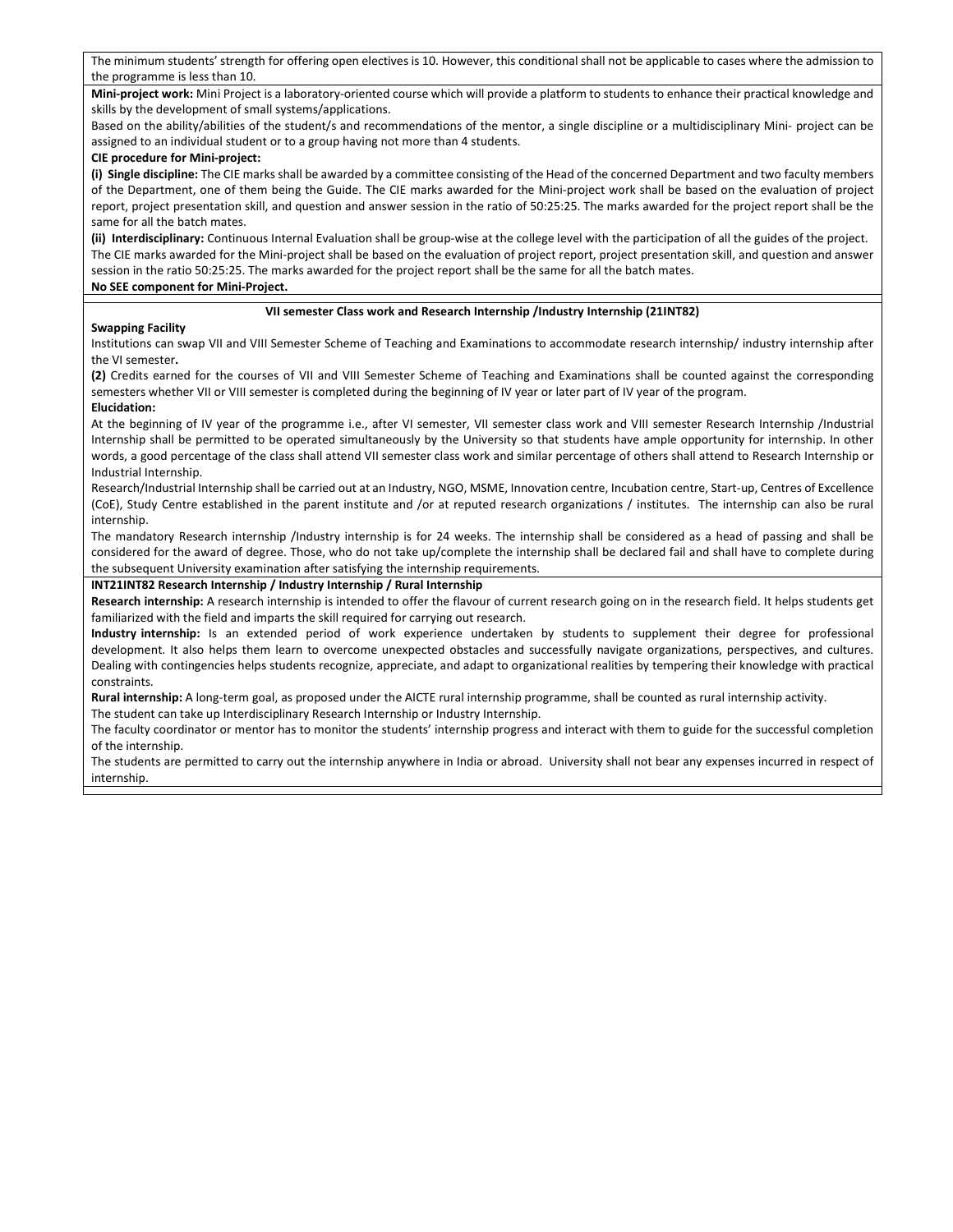The minimum students' strength for offering open electives is 10. However, this conditional shall not be applicable to cases where the admission to the programme is less than 10.

**Mini-project work:** Mini Project is a laboratory-oriented course which will provide a platform to students to enhance their practical knowledge and skills by the development of small systems/applications.

Based on the ability/abilities of the student/s and recommendations of the mentor, a single discipline or a multidisciplinary Mini- project can be assigned to an individual student or to a group having not more than 4 students.

**CIE procedure for Mini-project:**

**(i) Single discipline:** The CIE marks shall be awarded by a committee consisting of the Head of the concerned Department and two faculty members of the Department, one of them being the Guide. The CIE marks awarded for the Mini-project work shall be based on the evaluation of project report, project presentation skill, and question and answer session in the ratio of 50:25:25. The marks awarded for the project report shall be the same for all the batch mates.

**(ii) Interdisciplinary:** Continuous Internal Evaluation shall be group-wise at the college level with the participation of all the guides of the project.

The CIE marks awarded for the Mini-project shall be based on the evaluation of project report, project presentation skill, and question and answer session in the ratio 50:25:25. The marks awarded for the project report shall be the same for all the batch mates.

**No SEE component for Mini-Project.**

**VII semester Class work and Research Internship /Industry Internship (21INT82)**

**Swapping Facility**

Institutions can swap VII and VIII Semester Scheme of Teaching and Examinations to accommodate research internship/ industry internship after the VI semester**.**

**(2)** Credits earned for the courses of VII and VIII Semester Scheme of Teaching and Examinations shall be counted against the corresponding semesters whether VII or VIII semester is completed during the beginning of IV year or later part of IV year of the program.

**Elucidation:**

At the beginning of IV year of the programme i.e., after VI semester, VII semester class work and VIII semester Research Internship /Industrial Internship shall be permitted to be operated simultaneously by the University so that students have ample opportunity for internship. In other words, a good percentage of the class shall attend VII semester class work and similar percentage of others shall attend to Research Internship or Industrial Internship.

Research/Industrial Internship shall be carried out at an Industry, NGO, MSME, Innovation centre, Incubation centre, Start-up, Centres of Excellence (CoE), Study Centre established in the parent institute and /or at reputed research organizations / institutes. The internship can also be rural internship.

The mandatory Research internship /Industry internship is for 24 weeks. The internship shall be considered as a head of passing and shall be considered for the award of degree. Those, who do not take up/complete the internship shall be declared fail and shall have to complete during the subsequent University examination after satisfying the internship requirements.

**INT21INT82 Research Internship / Industry Internship / Rural Internship**

**Research internship:** A research internship is intended to offer the flavour of current research going on in the research field. It helps students get familiarized with the field and imparts the skill required for carrying out research.

**Industry internship:** Is an extended period of work experience undertaken by students to supplement their degree for professional development. It also helps them learn to overcome unexpected obstacles and successfully navigate organizations, perspectives, and cultures. Dealing with contingencies helps students recognize, appreciate, and adapt to organizational realities by tempering their knowledge with practical constraints.

**Rural internship:** A long-term goal, as proposed under the AICTE rural internship programme, shall be counted as rural internship activity.

The student can take up Interdisciplinary Research Internship or Industry Internship.

The faculty coordinator or mentor has to monitor the students' internship progress and interact with them to guide for the successful completion of the internship.

The students are permitted to carry out the internship anywhere in India or abroad. University shall not bear any expenses incurred in respect of internship.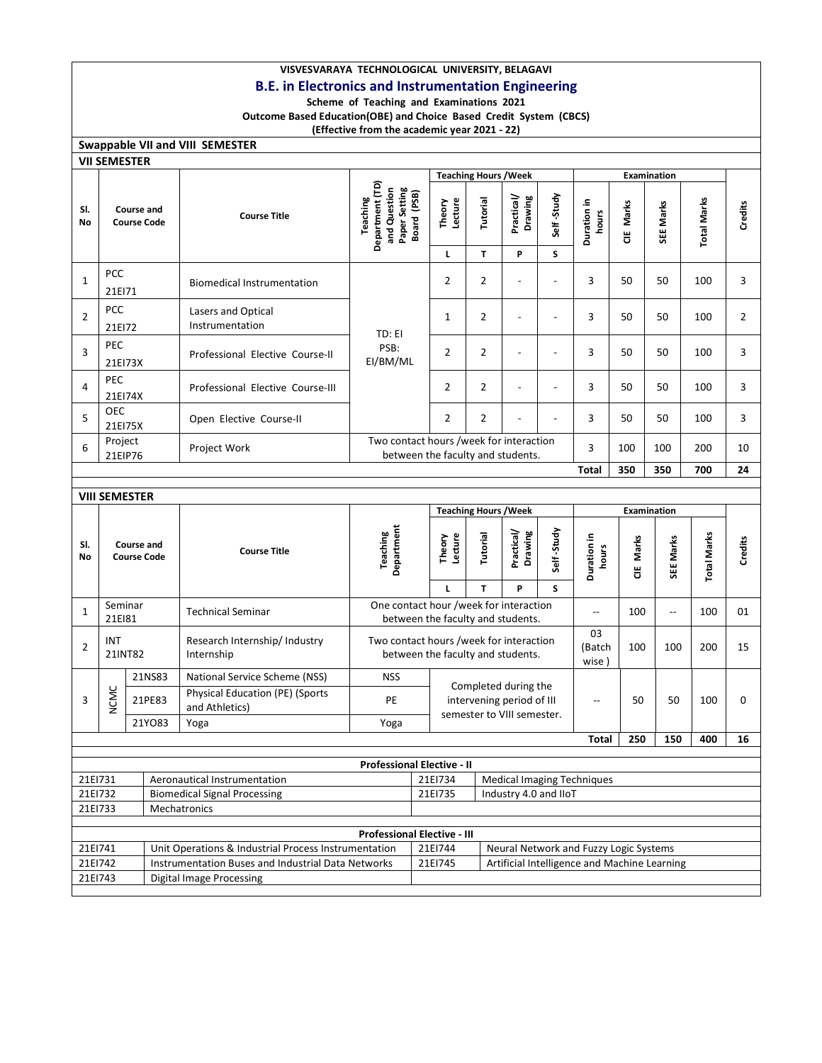**VISVESVARAYA TECHNOLOGICAL UNIVERSITY, BELAGAVI**

## B.E. in Electronics and Instrumentation Engineering

**Scheme of Teaching and Examinations 2021**

**Outcome Based Education(OBE) and Choice Based Credit System (CBCS)**

**(Effective from the academic year 2021 - 22)**

### Swappable VII and VIII SEMESTER

### VII SEMESTER

| Sl. No | Course and Course Code | | Course Title | Teaching Department (TD) and Question Paper Setting Board (PSB) | Teaching Hours /Week | | | | Examination | | | | Credits |
|---|---|---|---|---|---|---|---|---|---|---|---|---|---|
| | | | | | Theory Lecture | Tutorial | Practical/ Drawing | Self -Study | Duration in hours | CIE Marks | SEE Marks | Total Marks | |
| | | | | | L | T | P | S | | | | | |
| 1 | PCC | 21EI71 | Biomedical Instrumentation | TD: EI PSB: EI/BM/ML | 2 | 2 | - | - | 3 | 50 | 50 | 100 | 3 |
| 2 | PCC | 21EI72 | Lasers and Optical Instrumentation | | 1 | 2 | - | - | 3 | 50 | 50 | 100 | 2 |
| 3 | PEC | 21EI73X | Professional Elective Course-II | | 2 | 2 | - | - | 3 | 50 | 50 | 100 | 3 |
| 4 | PEC | 21EI74X | Professional Elective Course-III | | 2 | 2 | - | - | 3 | 50 | 50 | 100 | 3 |
| 5 | OEC | 21EI75X | Open Elective Course-II | | 2 | 2 | - | - | 3 | 50 | 50 | 100 | 3 |
| 6 | Project | 21EIP76 | Project Work | Two contact hours /week for interaction between the faculty and students. | | | | | 3 | 100 | 100 | 200 | 10 |
| | | | | | | | | | **Total** | **350** | **350** | **700** | **24** |

### VIII SEMESTER

| Sl. No | Course and Course Code | | Course Title | Teaching Department | Teaching Hours /Week | | | | Examination | | | | Credits |
|---|---|---|---|---|---|---|---|---|---|---|---|---|---|
| | | | | | Theory Lecture | Tutorial | Practical/ Drawing | Self -Study | Duration in hours | CIE Marks | SEE Marks | Total Marks | |
| | | | | | L | T | P | S | | | | | |
| 1 | Seminar | 21EI81 | Technical Seminar | One contact hour /week for interaction between the faculty and students. | | | | | -- | 100 | -- | 100 | 01 |
| 2 | INT | 21INT82 | Research Internship/ Industry Internship | Two contact hours /week for interaction between the faculty and students. | | | | | 03 (Batch wise ) | 100 | 100 | 200 | 15 |
| 3 | NCMC | 21NS83 | National Service Scheme (NSS) | NSS | Completed during the intervening period of III semester to VIII semester. | | | | -- | 50 | 50 | 100 | 0 |
| | | 21PE83 | Physical Education (PE) (Sports and Athletics) | PE | | | | | | | | | |
| | | 21YO83 | Yoga | Yoga | | | | | | | | | |
| | | | | | | | | | **Total** | **250** | **150** | **400** | **16** |

**Professional Elective - II**

| Code | Course | Code | Course |
|---|---|---|---|
| 21EI731 | Aeronautical Instrumentation | 21EI734 | Medical Imaging Techniques |
| 21EI732 | Biomedical Signal Processing | 21EI735 | Industry 4.0 and IIoT |
| 21EI733 | Mechatronics | | |

**Professional Elective - III**

| Code | Course | Code | Course |
|---|---|---|---|
| 21EI741 | Unit Operations & Industrial Process Instrumentation | 21EI744 | Neural Network and Fuzzy Logic Systems |
| 21EI742 | Instrumentation Buses and Industrial Data Networks | 21EI745 | Artificial Intelligence and Machine Learning |
| 21EI743 | Digital Image Processing | | |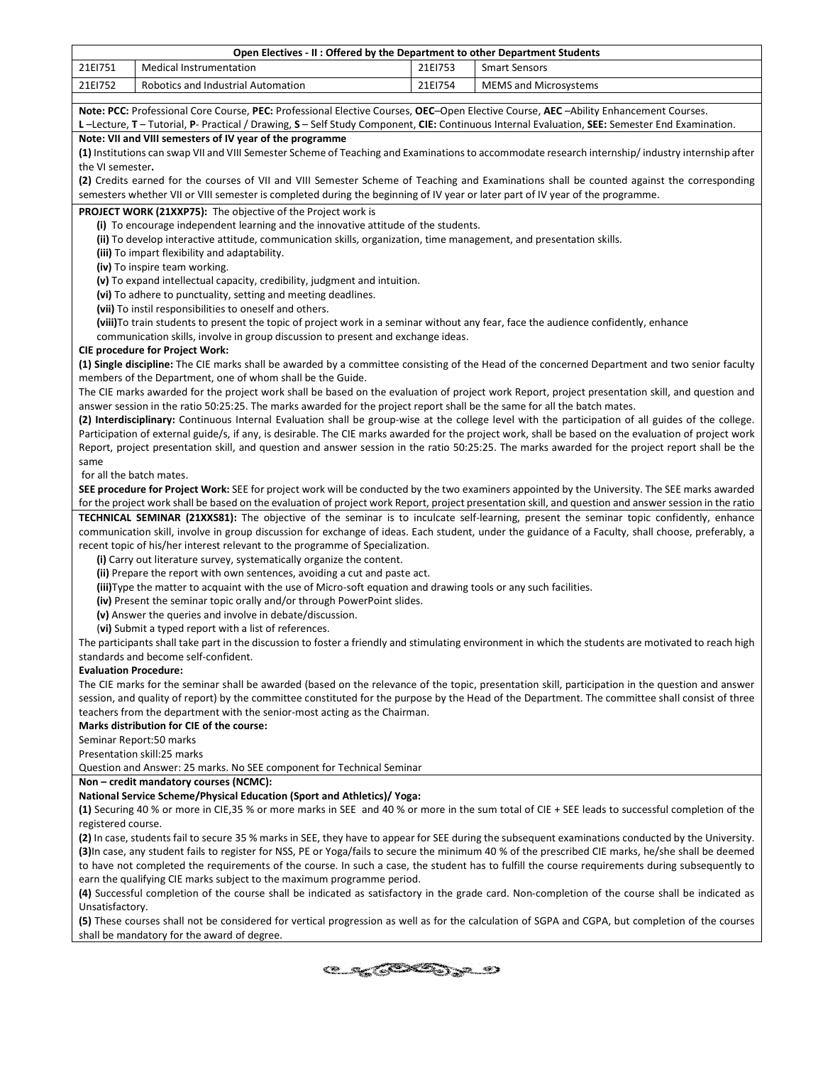| Open Electives - II : Offered by the Department to other Department Students | | | |
|---|---|---|---|
| 21EI751 | Medical Instrumentation | 21EI753 | Smart Sensors |
| 21EI752 | Robotics and Industrial Automation | 21EI754 | MEMS and Microsystems |

**Note: PCC:** Professional Core Course, **PEC:** Professional Elective Courses, **OEC**–Open Elective Course, **AEC** –Ability Enhancement Courses.
**L** –Lecture, **T** – Tutorial, **P**- Practical / Drawing, **S** – Self Study Component, **CIE:** Continuous Internal Evaluation, **SEE:** Semester End Examination.

**Note: VII and VIII semesters of IV year of the programme**

**(1)** Institutions can swap VII and VIII Semester Scheme of Teaching and Examinations to accommodate research internship/ industry internship after the VI semester**.**

**(2)** Credits earned for the courses of VII and VIII Semester Scheme of Teaching and Examinations shall be counted against the corresponding semesters whether VII or VIII semester is completed during the beginning of IV year or later part of IV year of the programme.

**PROJECT WORK (21XXP75):** The objective of the Project work is

**(i)** To encourage independent learning and the innovative attitude of the students.
**(ii)** To develop interactive attitude, communication skills, organization, time management, and presentation skills.
**(iii)** To impart flexibility and adaptability.
**(iv)** To inspire team working.
**(v)** To expand intellectual capacity, credibility, judgment and intuition.
**(vi)** To adhere to punctuality, setting and meeting deadlines.
**(vii)** To instil responsibilities to oneself and others.
**(viii)**To train students to present the topic of project work in a seminar without any fear, face the audience confidently, enhance communication skills, involve in group discussion to present and exchange ideas.

**CIE procedure for Project Work:**

**(1) Single discipline:** The CIE marks shall be awarded by a committee consisting of the Head of the concerned Department and two senior faculty members of the Department, one of whom shall be the Guide.
The CIE marks awarded for the project work shall be based on the evaluation of project work Report, project presentation skill, and question and answer session in the ratio 50:25:25. The marks awarded for the project report shall be the same for all the batch mates.

**(2) Interdisciplinary:** Continuous Internal Evaluation shall be group-wise at the college level with the participation of all guides of the college. Participation of external guide/s, if any, is desirable. The CIE marks awarded for the project work, shall be based on the evaluation of project work Report, project presentation skill, and question and answer session in the ratio 50:25:25. The marks awarded for the project report shall be the same
for all the batch mates.

**SEE procedure for Project Work:** SEE for project work will be conducted by the two examiners appointed by the University. The SEE marks awarded for the project work shall be based on the evaluation of project work Report, project presentation skill, and question and answer session in the ratio

**TECHNICAL SEMINAR (21XXS81):** The objective of the seminar is to inculcate self-learning, present the seminar topic confidently, enhance communication skill, involve in group discussion for exchange of ideas. Each student, under the guidance of a Faculty, shall choose, preferably, a recent topic of his/her interest relevant to the programme of Specialization.

**(i)** Carry out literature survey, systematically organize the content.
**(ii)** Prepare the report with own sentences, avoiding a cut and paste act.
**(iii)**Type the matter to acquaint with the use of Micro-soft equation and drawing tools or any such facilities.
**(iv)** Present the seminar topic orally and/or through PowerPoint slides.
**(v)** Answer the queries and involve in debate/discussion.
(**vi)** Submit a typed report with a list of references.

The participants shall take part in the discussion to foster a friendly and stimulating environment in which the students are motivated to reach high standards and become self-confident.

**Evaluation Procedure:**

The CIE marks for the seminar shall be awarded (based on the relevance of the topic, presentation skill, participation in the question and answer session, and quality of report) by the committee constituted for the purpose by the Head of the Department. The committee shall consist of three teachers from the department with the senior-most acting as the Chairman.

**Marks distribution for CIE of the course:**

Seminar Report:50 marks
Presentation skill:25 marks
Question and Answer: 25 marks. No SEE component for Technical Seminar

**Non – credit mandatory courses (NCMC):**

**National Service Scheme/Physical Education (Sport and Athletics)/ Yoga:**

**(1)** Securing 40 % or more in CIE,35 % or more marks in SEE and 40 % or more in the sum total of CIE + SEE leads to successful completion of the registered course.

**(2)** In case, students fail to secure 35 % marks in SEE, they have to appear for SEE during the subsequent examinations conducted by the University.

**(3)**In case, any student fails to register for NSS, PE or Yoga/fails to secure the minimum 40 % of the prescribed CIE marks, he/she shall be deemed to have not completed the requirements of the course. In such a case, the student has to fulfill the course requirements during subsequently to earn the qualifying CIE marks subject to the maximum programme period.

**(4)** Successful completion of the course shall be indicated as satisfactory in the grade card. Non-completion of the course shall be indicated as Unsatisfactory.

**(5)** These courses shall not be considered for vertical progression as well as for the calculation of SGPA and CGPA, but completion of the courses shall be mandatory for the award of degree.